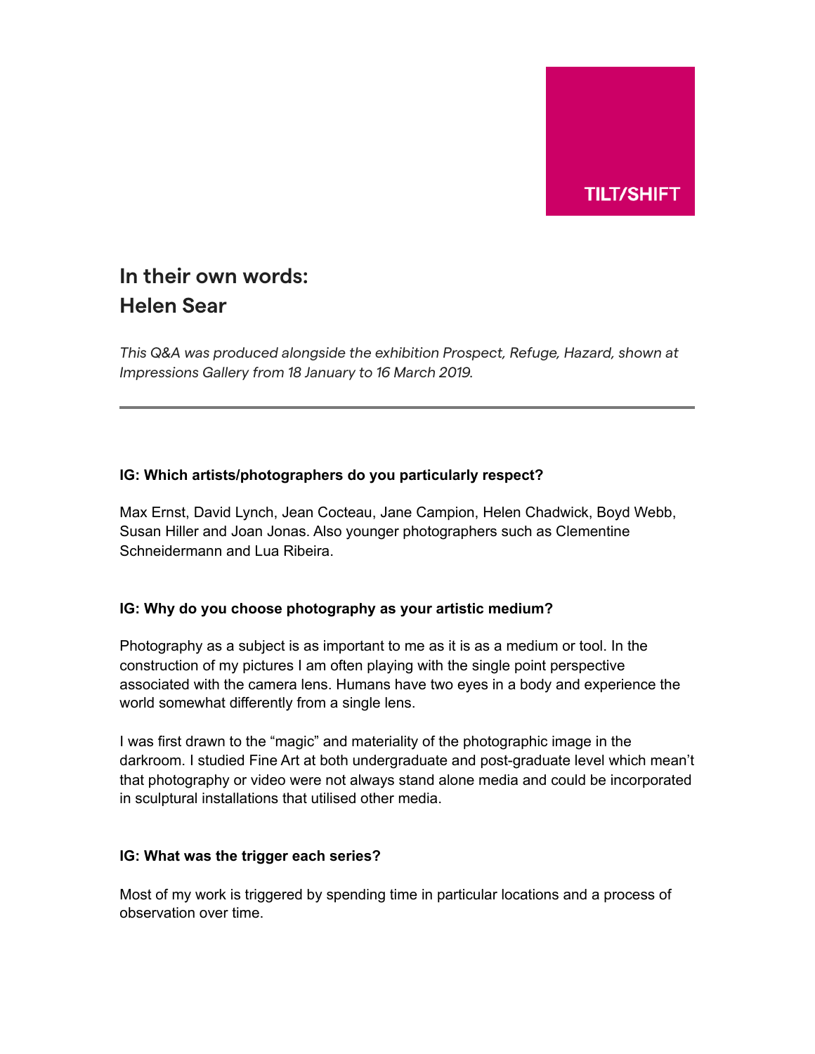TILT/SHIFT

# In their own words:
# Helen Sear

*This Q&A was produced alongside the exhibition Prospect, Refuge, Hazard, shown at Impressions Gallery from 18 January to 16 March 2019.*

---

**IG: Which artists/photographers do you particularly respect?**

Max Ernst, David Lynch, Jean Cocteau, Jane Campion, Helen Chadwick, Boyd Webb, Susan Hiller and Joan Jonas. Also younger photographers such as Clementine Schneidermann and Lua Ribeira.

**IG: Why do you choose photography as your artistic medium?**

Photography as a subject is as important to me as it is as a medium or tool. In the construction of my pictures I am often playing with the single point perspective associated with the camera lens. Humans have two eyes in a body and experience the world somewhat differently from a single lens.

I was first drawn to the "magic" and materiality of the photographic image in the darkroom. I studied Fine Art at both undergraduate and post-graduate level which mean't that photography or video were not always stand alone media and could be incorporated in sculptural installations that utilised other media.

**IG: What was the trigger each series?**

Most of my work is triggered by spending time in particular locations and a process of observation over time.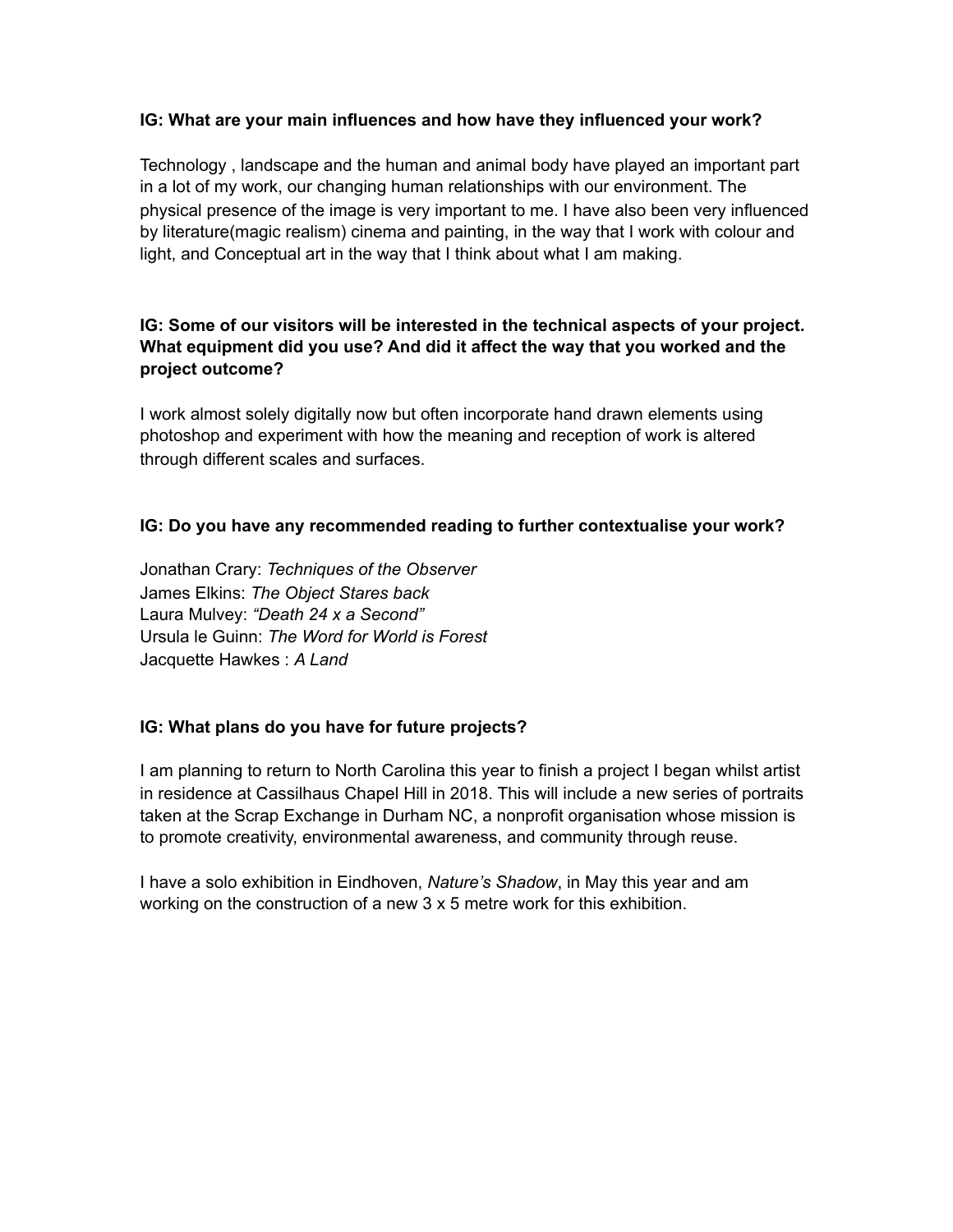**IG: What are your main influences and how have they influenced your work?**

Technology , landscape and the human and animal body have played an important part in a lot of my work, our changing human relationships with our environment. The physical presence of the image is very important to me. I have also been very influenced by literature(magic realism) cinema and painting, in the way that I work with colour and light, and Conceptual art in the way that I think about what I am making.

**IG: Some of our visitors will be interested in the technical aspects of your project. What equipment did you use? And did it affect the way that you worked and the project outcome?**

I work almost solely digitally now but often incorporate hand drawn elements using photoshop and experiment with how the meaning and reception of work is altered through different scales and surfaces.

**IG: Do you have any recommended reading to further contextualise your work?**

Jonathan Crary: *Techniques of the Observer*
James Elkins: *The Object Stares back*
Laura Mulvey: *"Death 24 x a Second"*
Ursula le Guinn: *The Word for World is Forest*
Jacquette Hawkes : *A Land*

**IG: What plans do you have for future projects?**

I am planning to return to North Carolina this year to finish a project I began whilst artist in residence at Cassilhaus Chapel Hill in 2018. This will include a new series of portraits taken at the Scrap Exchange in Durham NC, a nonprofit organisation whose mission is to promote creativity, environmental awareness, and community through reuse.

I have a solo exhibition in Eindhoven, *Nature's Shadow*, in May this year and am working on the construction of a new 3 x 5 metre work for this exhibition.